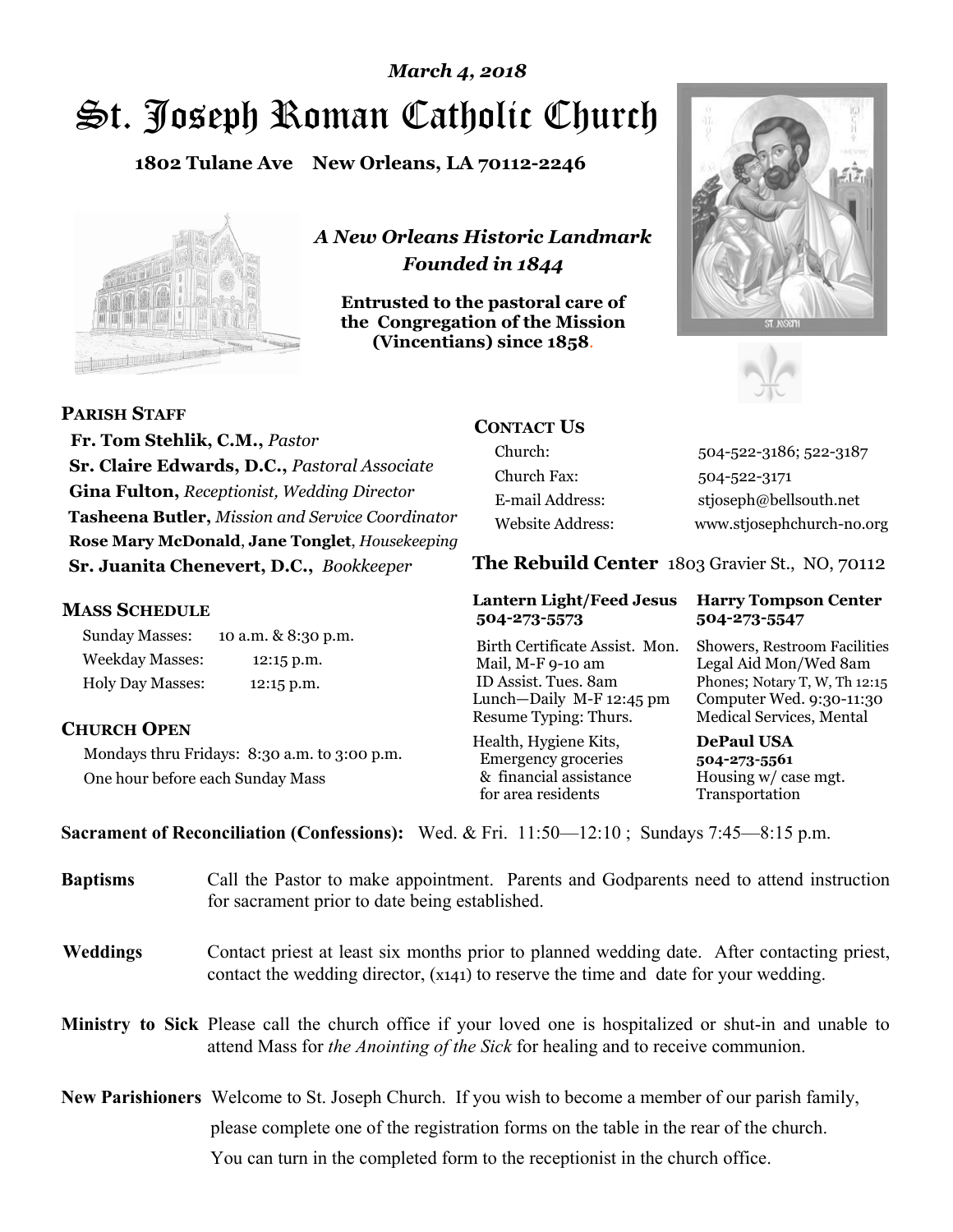*March 4, 2018*

# St. Joseph Roman Catholic Church

**1802 Tulane Ave New Orleans, LA 70112-2246**

*A New Orleans Historic Landmark*
*Founded in 1844*

**Entrusted to the pastoral care of the Congregation of the Mission (Vincentians) since 1858.**

## PARISH STAFF

**Fr. Tom Stehlik, C.M.,** *Pastor*
**Sr. Claire Edwards, D.C.,** *Pastoral Associate*
**Gina Fulton,** *Receptionist, Wedding Director*
**Tasheena Butler,** *Mission and Service Coordinator*
**Rose Mary McDonald**, **Jane Tonglet**, *Housekeeping*
**Sr. Juanita Chenevert, D.C.,** *Bookkeeper*

## MASS SCHEDULE

| | |
|---|---|
| Sunday Masses: | 10 a.m. & 8:30 p.m. |
| Weekday Masses: | 12:15 p.m. |
| Holy Day Masses: | 12:15 p.m. |

## CHURCH OPEN

Mondays thru Fridays: 8:30 a.m. to 3:00 p.m.
One hour before each Sunday Mass

## CONTACT US

| | |
|---|---|
| Church: | 504-522-3186; 522-3187 |
| Church Fax: | 504-522-3171 |
| E-mail Address: | stjoseph@bellsouth.net |
| Website Address: | www.stjosephchurch-no.org |

## The Rebuild Center 1803 Gravier St., NO, 70112

**Lantern Light/Feed Jesus 504-273-5573**

Birth Certificate Assist. Mon.
Mail, M-F 9-10 am
ID Assist. Tues. 8am
Lunch—Daily M-F 12:45 pm
Resume Typing: Thurs.

Health, Hygiene Kits, Emergency groceries & financial assistance for area residents

**Harry Tompson Center 504-273-5547**

Showers, Restroom Facilities
Legal Aid Mon/Wed 8am
Phones; Notary T, W, Th 12:15
Computer Wed. 9:30-11:30
Medical Services, Mental

**DePaul USA 504-273-5561**

Housing w/ case mgt.
Transportation

**Sacrament of Reconciliation (Confessions):** Wed. & Fri. 11:50—12:10 ; Sundays 7:45—8:15 p.m.

**Baptisms** Call the Pastor to make appointment. Parents and Godparents need to attend instruction for sacrament prior to date being established.

**Weddings** Contact priest at least six months prior to planned wedding date. After contacting priest, contact the wedding director, (x141) to reserve the time and date for your wedding.

**Ministry to Sick** Please call the church office if your loved one is hospitalized or shut-in and unable to attend Mass for *the Anointing of the Sick* for healing and to receive communion.

**New Parishioners** Welcome to St. Joseph Church. If you wish to become a member of our parish family, please complete one of the registration forms on the table in the rear of the church. You can turn in the completed form to the receptionist in the church office.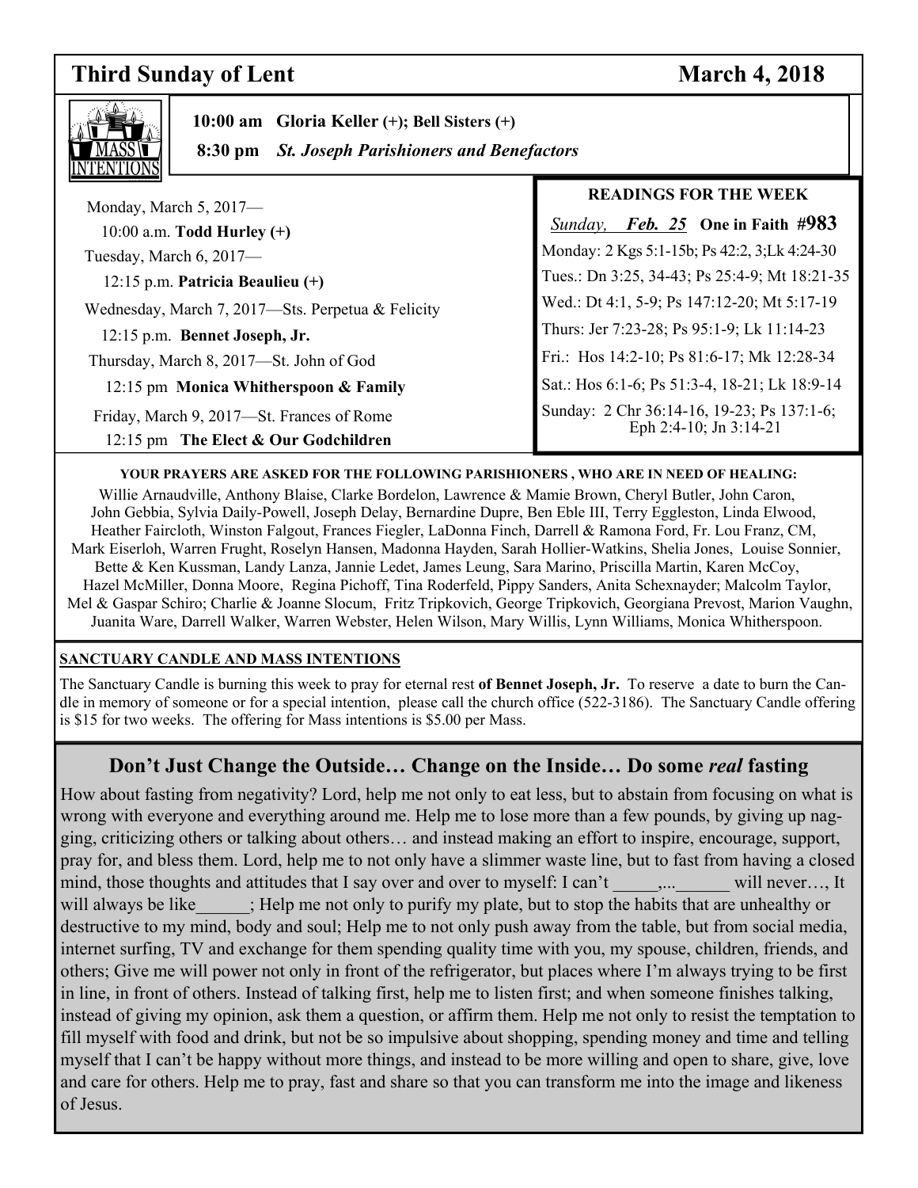# Third Sunday of Lent — March 4, 2018

**MASS INTENTIONS**

**10:00 am Gloria Keller (+); Bell Sisters (+)**

**8:30 pm** ***St. Joseph Parishioners and Benefactors***

Monday, March 5, 2017—
10:00 a.m. **Todd Hurley (+)**

Tuesday, March 6, 2017—
12:15 p.m. **Patricia Beaulieu (+)**

Wednesday, March 7, 2017—Sts. Perpetua & Felicity
12:15 p.m. **Bennet Joseph, Jr.**

Thursday, March 8, 2017—St. John of God
12:15 pm **Monica Whitherspoon & Family**

Friday, March 9, 2017—St. Frances of Rome
12:15 pm **The Elect & Our Godchildren**

**READINGS FOR THE WEEK**

*Sunday,* ***Feb. 25*** **One in Faith #983**

Monday: 2 Kgs 5:1-15b; Ps 42:2, 3;Lk 4:24-30

Tues.: Dn 3:25, 34-43; Ps 25:4-9; Mt 18:21-35

Wed.: Dt 4:1, 5-9; Ps 147:12-20; Mt 5:17-19

Thurs: Jer 7:23-28; Ps 95:1-9; Lk 11:14-23

Fri.: Hos 14:2-10; Ps 81:6-17; Mk 12:28-34

Sat.: Hos 6:1-6; Ps 51:3-4, 18-21; Lk 18:9-14

Sunday: 2 Chr 36:14-16, 19-23; Ps 137:1-6; Eph 2:4-10; Jn 3:14-21

**YOUR PRAYERS ARE ASKED FOR THE FOLLOWING PARISHIONERS , WHO ARE IN NEED OF HEALING:**

Willie Arnaudville, Anthony Blaise, Clarke Bordelon, Lawrence & Mamie Brown, Cheryl Butler, John Caron, John Gebbia, Sylvia Daily-Powell, Joseph Delay, Bernardine Dupre, Ben Eble III, Terry Eggleston, Linda Elwood, Heather Faircloth, Winston Falgout, Frances Fiegler, LaDonna Finch, Darrell & Ramona Ford, Fr. Lou Franz, CM, Mark Eiserloh, Warren Frught, Roselyn Hansen, Madonna Hayden, Sarah Hollier-Watkins, Shelia Jones, Louise Sonnier, Bette & Ken Kussman, Landy Lanza, Jannie Ledet, James Leung, Sara Marino, Priscilla Martin, Karen McCoy, Hazel McMiller, Donna Moore, Regina Pichoff, Tina Roderfeld, Pippy Sanders, Anita Schexnayder; Malcolm Taylor, Mel & Gaspar Schiro; Charlie & Joanne Slocum, Fritz Tripkovich, George Tripkovich, Georgiana Prevost, Marion Vaughn, Juanita Ware, Darrell Walker, Warren Webster, Helen Wilson, Mary Willis, Lynn Williams, Monica Whitherspoon.

**SANCTUARY CANDLE AND MASS INTENTIONS**

The Sanctuary Candle is burning this week to pray for eternal rest **of Bennet Joseph, Jr.** To reserve a date to burn the Candle in memory of someone or for a special intention, please call the church office (522-3186). The Sanctuary Candle offering is $15 for two weeks. The offering for Mass intentions is $5.00 per Mass.

## Don't Just Change the Outside… Change on the Inside… Do some *real* fasting

How about fasting from negativity? Lord, help me not only to eat less, but to abstain from focusing on what is wrong with everyone and everything around me. Help me to lose more than a few pounds, by giving up nagging, criticizing others or talking about others… and instead making an effort to inspire, encourage, support, pray for, and bless them. Lord, help me to not only have a slimmer waste line, but to fast from having a closed mind, those thoughts and attitudes that I say over and over to myself: I can't _____,..._______ will never…, It will always be like______; Help me not only to purify my plate, but to stop the habits that are unhealthy or destructive to my mind, body and soul; Help me to not only push away from the table, but from social media, internet surfing, TV and exchange for them spending quality time with you, my spouse, children, friends, and others; Give me will power not only in front of the refrigerator, but places where I'm always trying to be first in line, in front of others. Instead of talking first, help me to listen first; and when someone finishes talking, instead of giving my opinion, ask them a question, or affirm them. Help me not only to resist the temptation to fill myself with food and drink, but not be so impulsive about shopping, spending money and time and telling myself that I can't be happy without more things, and instead to be more willing and open to share, give, love and care for others. Help me to pray, fast and share so that you can transform me into the image and likeness of Jesus.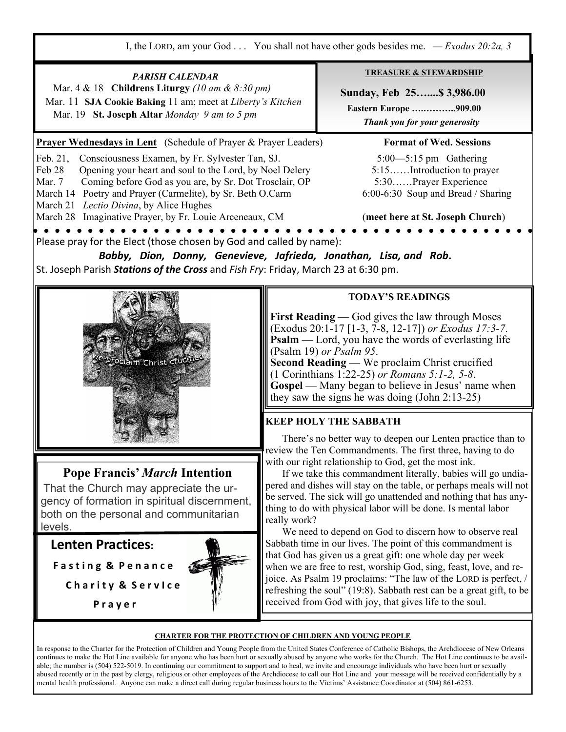I, the LORD, am your God . . .   You shall not have other gods besides me.   — *Exodus 20:2a, 3*

### *PARISH CALENDAR*

Mar. 4 & 18 **Childrens Liturgy** *(10 am & 8:30 pm)*
Mar. 11 **SJA Cookie Baking** 11 am; meet at *Liberty's Kitchen*
Mar. 19 **St. Joseph Altar** *Monday 9 am to 5 pm*

### TREASURE & STEWARDSHIP

**Sunday, Feb 25…....$ 3,986.00**
**Eastern Europe ….………..909.00**
***Thank you for your generosity***

**Prayer Wednesdays in Lent** (Schedule of Prayer & Prayer Leaders)

Feb. 21, Consciousness Examen, by Fr. Sylvester Tan, SJ.
Feb 28 Opening your heart and soul to the Lord, by Noel Delery
Mar. 7 Coming before God as you are, by Sr. Dot Trosclair, OP
March 14 Poetry and Prayer (Carmelite), by Sr. Beth O.Carm
March 21 *Lectio Divina*, by Alice Hughes
March 28 Imaginative Prayer, by Fr. Louie Arceneaux, CM

**Format of Wed. Sessions**

5:00—5:15 pm Gathering
5:15……Introduction to prayer
5:30……Prayer Experience
6:00-6:30 Soup and Bread / Sharing

(**meet here at St. Joseph Church**)

Please pray for the Elect (those chosen by God and called by name):

***Bobby, Dion, Donny, Genevieve, Jafrieda, Jonathan, Lisa, and Rob.***

St. Joseph Parish ***Stations of the Cross*** and *Fish Fry*: Friday, March 23 at 6:30 pm.

### TODAY'S READINGS

**First Reading** — God gives the law through Moses (Exodus 20:1-17 [1-3, 7-8, 12-17]) *or Exodus 17:3-7*.
**Psalm** — Lord, you have the words of everlasting life (Psalm 19) *or Psalm 95*.
**Second Reading** — We proclaim Christ crucified (1 Corinthians 1:22-25) *or Romans 5:1-2, 5-8*.
**Gospel** — Many began to believe in Jesus' name when they saw the signs he was doing (John 2:13-25)

### KEEP HOLY THE SABBATH

There's no better way to deepen our Lenten practice than to review the Ten Commandments. The first three, having to do with our right relationship to God, get the most ink.

If we take this commandment literally, babies will go undiapered and dishes will stay on the table, or perhaps meals will not be served. The sick will go unattended and nothing that has anything to do with physical labor will be done. Is mental labor really work?

We need to depend on God to discern how to observe real Sabbath time in our lives. The point of this commandment is that God has given us a great gift: one whole day per week when we are free to rest, worship God, sing, feast, love, and rejoice. As Psalm 19 proclaims: "The law of the LORD is perfect, / refreshing the soul" (19:8). Sabbath rest can be a great gift, to be received from God with joy, that gives life to the soul.

## Pope Francis' *March* Intention

That the Church may appreciate the urgency of formation in spiritual discernment, both on the personal and communitarian levels.

## Lenten Practices:

**Fasting & Penance**

**Charity & Service**

**Prayer**

### CHARTER FOR THE PROTECTION OF CHILDREN AND YOUNG PEOPLE

In response to the Charter for the Protection of Children and Young People from the United States Conference of Catholic Bishops, the Archdiocese of New Orleans continues to make the Hot Line available for anyone who has been hurt or sexually abused by anyone who works for the Church. The Hot Line continues to be available; the number is (504) 522-5019. In continuing our commitment to support and to heal, we invite and encourage individuals who have been hurt or sexually abused recently or in the past by clergy, religious or other employees of the Archdiocese to call our Hot Line and your message will be received confidentially by a mental health professional. Anyone can make a direct call during regular business hours to the Victims' Assistance Coordinator at (504) 861-6253.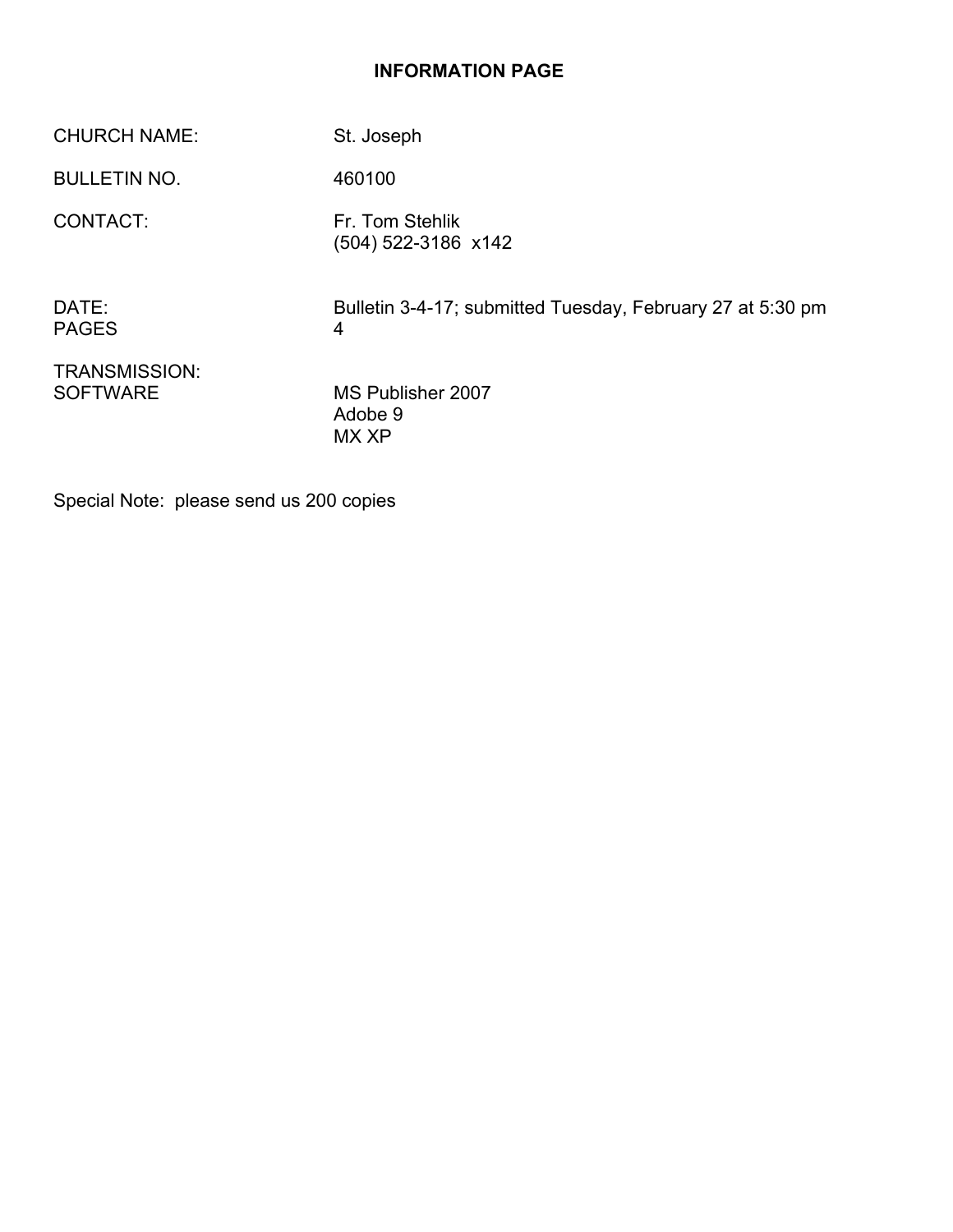# INFORMATION PAGE

| | |
|---|---|
| CHURCH NAME: | St. Joseph |
| BULLETIN NO. | 460100 |
| CONTACT: | Fr. Tom Stehlik<br>(504) 522-3186 x142 |
| DATE:<br>PAGES | Bulletin 3-4-17; submitted Tuesday, February 27 at 5:30 pm<br>4 |
| TRANSMISSION:<br>SOFTWARE | MS Publisher 2007<br>Adobe 9<br>MX XP |

Special Note: please send us 200 copies